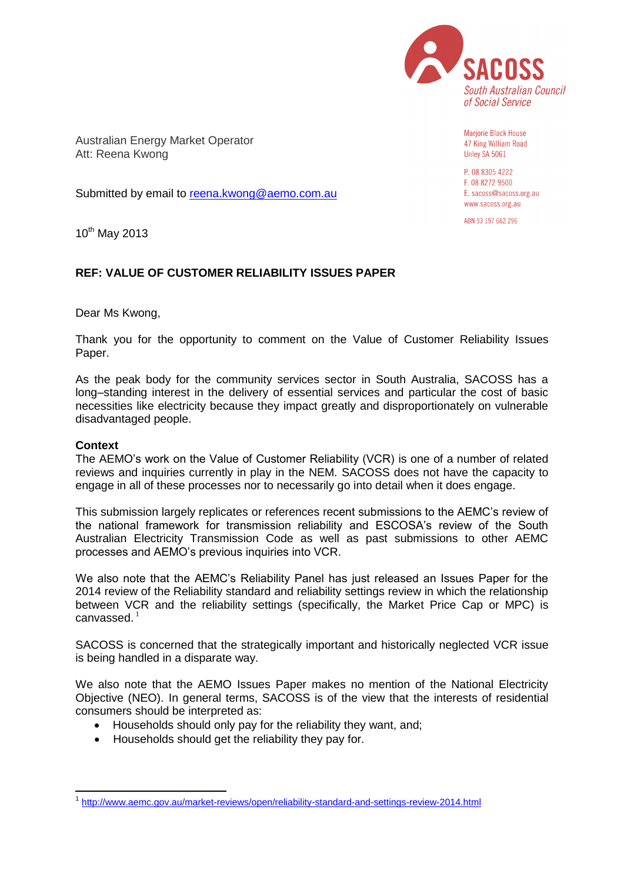SACOSS
*South Australian Council of Social Service*

Marjorie Black House
47 King William Road
Unley SA 5061

P. 08 8305 4222
F. 08 8272 9500
E. sacoss@sacoss.org.au
www.sacoss.org.au

ABN 93 197 662 296

Australian Energy Market Operator
Att: Reena Kwong

Submitted by email to [reena.kwong@aemo.com.au](mailto:reena.kwong@aemo.com.au)

10th May 2013

**REF: VALUE OF CUSTOMER RELIABILITY ISSUES PAPER**

Dear Ms Kwong,

Thank you for the opportunity to comment on the Value of Customer Reliability Issues Paper.

As the peak body for the community services sector in South Australia, SACOSS has a long–standing interest in the delivery of essential services and particular the cost of basic necessities like electricity because they impact greatly and disproportionately on vulnerable disadvantaged people.

**Context**

The AEMO's work on the Value of Customer Reliability (VCR) is one of a number of related reviews and inquiries currently in play in the NEM. SACOSS does not have the capacity to engage in all of these processes nor to necessarily go into detail when it does engage.

This submission largely replicates or references recent submissions to the AEMC's review of the national framework for transmission reliability and ESCOSA's review of the South Australian Electricity Transmission Code as well as past submissions to other AEMC processes and AEMO's previous inquiries into VCR.

We also note that the AEMC's Reliability Panel has just released an Issues Paper for the 2014 review of the Reliability standard and reliability settings review in which the relationship between VCR and the reliability settings (specifically, the Market Price Cap or MPC) is canvassed. [1]

SACOSS is concerned that the strategically important and historically neglected VCR issue is being handled in a disparate way.

We also note that the AEMO Issues Paper makes no mention of the National Electricity Objective (NEO). In general terms, SACOSS is of the view that the interests of residential consumers should be interpreted as:

- Households should only pay for the reliability they want, and;
- Households should get the reliability they pay for.

---

[1] http://www.aemc.gov.au/market-reviews/open/reliability-standard-and-settings-review-2014.html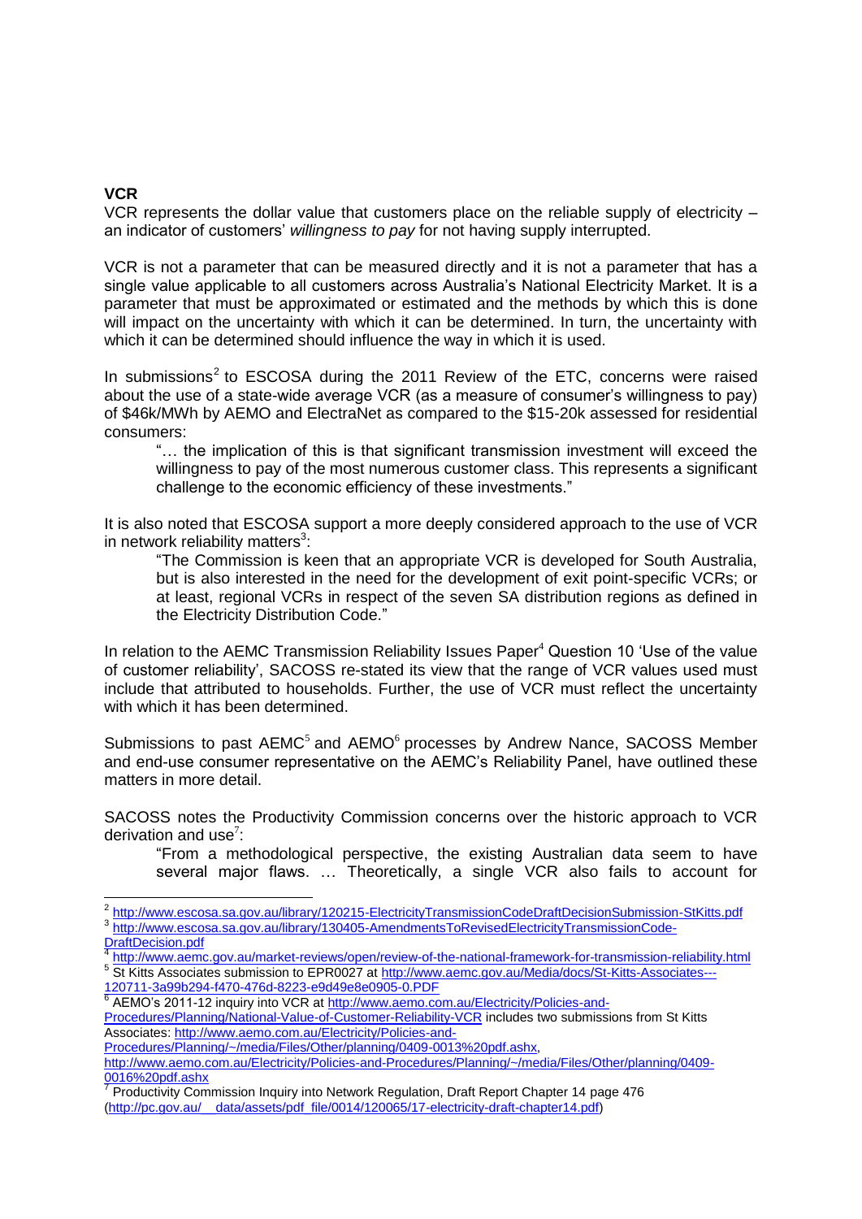**VCR**

VCR represents the dollar value that customers place on the reliable supply of electricity – an indicator of customers' *willingness to pay* for not having supply interrupted.

VCR is not a parameter that can be measured directly and it is not a parameter that has a single value applicable to all customers across Australia's National Electricity Market. It is a parameter that must be approximated or estimated and the methods by which this is done will impact on the uncertainty with which it can be determined. In turn, the uncertainty with which it can be determined should influence the way in which it is used.

In submissions[2] to ESCOSA during the 2011 Review of the ETC, concerns were raised about the use of a state-wide average VCR (as a measure of consumer's willingness to pay) of $46k/MWh by AEMO and ElectraNet as compared to the $15-20k assessed for residential consumers:

> "… the implication of this is that significant transmission investment will exceed the willingness to pay of the most numerous customer class. This represents a significant challenge to the economic efficiency of these investments."

It is also noted that ESCOSA support a more deeply considered approach to the use of VCR in network reliability matters[3]:

> "The Commission is keen that an appropriate VCR is developed for South Australia, but is also interested in the need for the development of exit point-specific VCRs; or at least, regional VCRs in respect of the seven SA distribution regions as defined in the Electricity Distribution Code."

In relation to the AEMC Transmission Reliability Issues Paper[4] Question 10 'Use of the value of customer reliability', SACOSS re-stated its view that the range of VCR values used must include that attributed to households. Further, the use of VCR must reflect the uncertainty with which it has been determined.

Submissions to past AEMC[5] and AEMO[6] processes by Andrew Nance, SACOSS Member and end-use consumer representative on the AEMC's Reliability Panel, have outlined these matters in more detail.

SACOSS notes the Productivity Commission concerns over the historic approach to VCR derivation and use[7]:

> "From a methodological perspective, the existing Australian data seem to have several major flaws. … Theoretically, a single VCR also fails to account for

---

[2] http://www.escosa.sa.gov.au/library/120215-ElectricityTransmissionCodeDraftDecisionSubmission-StKitts.pdf

[3] http://www.escosa.sa.gov.au/library/130405-AmendmentsToRevisedElectricityTransmissionCode-DraftDecision.pdf

[4] http://www.aemc.gov.au/market-reviews/open/review-of-the-national-framework-for-transmission-reliability.html

[5] St Kitts Associates submission to EPR0027 at http://www.aemc.gov.au/Media/docs/St-Kitts-Associates---120711-3a99b294-f470-476d-8223-e9d49e8e0905-0.PDF

[6] AEMO's 2011-12 inquiry into VCR at http://www.aemo.com.au/Electricity/Policies-and-Procedures/Planning/National-Value-of-Customer-Reliability-VCR includes two submissions from St Kitts Associates: http://www.aemo.com.au/Electricity/Policies-and-Procedures/Planning/~/media/Files/Other/planning/0409-0013%20pdf.ashx, http://www.aemo.com.au/Electricity/Policies-and-Procedures/Planning/~/media/Files/Other/planning/0409-0016%20pdf.ashx

[7] Productivity Commission Inquiry into Network Regulation, Draft Report Chapter 14 page 476 (http://pc.gov.au/__data/assets/pdf_file/0014/120065/17-electricity-draft-chapter14.pdf)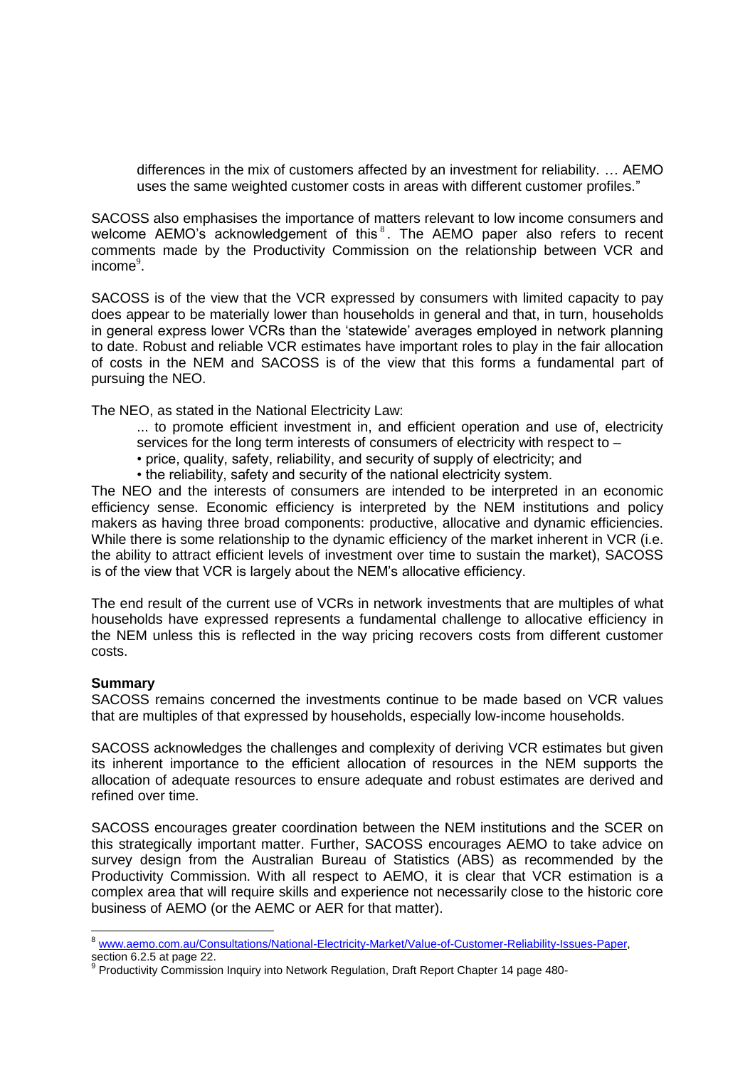> differences in the mix of customers affected by an investment for reliability. … AEMO uses the same weighted customer costs in areas with different customer profiles."

SACOSS also emphasises the importance of matters relevant to low income consumers and welcome AEMO's acknowledgement of this[8]. The AEMO paper also refers to recent comments made by the Productivity Commission on the relationship between VCR and income[9].

SACOSS is of the view that the VCR expressed by consumers with limited capacity to pay does appear to be materially lower than households in general and that, in turn, households in general express lower VCRs than the 'statewide' averages employed in network planning to date. Robust and reliable VCR estimates have important roles to play in the fair allocation of costs in the NEM and SACOSS is of the view that this forms a fundamental part of pursuing the NEO.

The NEO, as stated in the National Electricity Law:

> ... to promote efficient investment in, and efficient operation and use of, electricity services for the long term interests of consumers of electricity with respect to –
> • price, quality, safety, reliability, and security of supply of electricity; and
> • the reliability, safety and security of the national electricity system.

The NEO and the interests of consumers are intended to be interpreted in an economic efficiency sense. Economic efficiency is interpreted by the NEM institutions and policy makers as having three broad components: productive, allocative and dynamic efficiencies. While there is some relationship to the dynamic efficiency of the market inherent in VCR (i.e. the ability to attract efficient levels of investment over time to sustain the market), SACOSS is of the view that VCR is largely about the NEM's allocative efficiency.

The end result of the current use of VCRs in network investments that are multiples of what households have expressed represents a fundamental challenge to allocative efficiency in the NEM unless this is reflected in the way pricing recovers costs from different customer costs.

**Summary**

SACOSS remains concerned the investments continue to be made based on VCR values that are multiples of that expressed by households, especially low-income households.

SACOSS acknowledges the challenges and complexity of deriving VCR estimates but given its inherent importance to the efficient allocation of resources in the NEM supports the allocation of adequate resources to ensure adequate and robust estimates are derived and refined over time.

SACOSS encourages greater coordination between the NEM institutions and the SCER on this strategically important matter. Further, SACOSS encourages AEMO to take advice on survey design from the Australian Bureau of Statistics (ABS) as recommended by the Productivity Commission. With all respect to AEMO, it is clear that VCR estimation is a complex area that will require skills and experience not necessarily close to the historic core business of AEMO (or the AEMC or AER for that matter).

---

[8] www.aemo.com.au/Consultations/National-Electricity-Market/Value-of-Customer-Reliability-Issues-Paper, section 6.2.5 at page 22.

[9] Productivity Commission Inquiry into Network Regulation, Draft Report Chapter 14 page 480-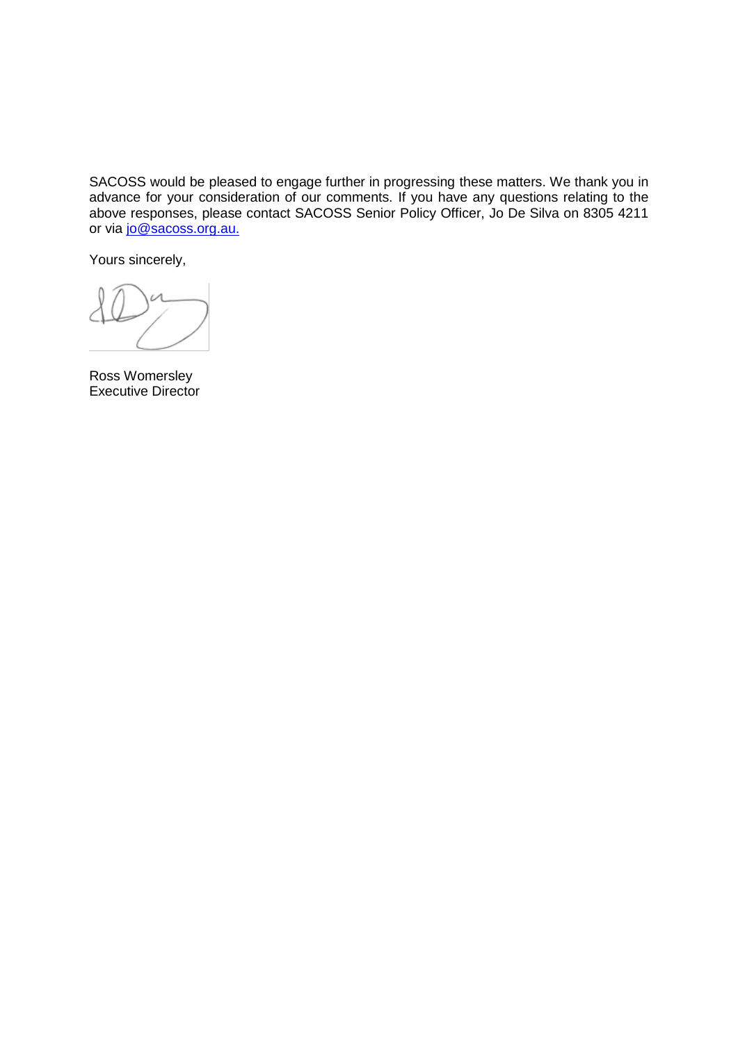SACOSS would be pleased to engage further in progressing these matters. We thank you in advance for your consideration of our comments. If you have any questions relating to the above responses, please contact SACOSS Senior Policy Officer, Jo De Silva on 8305 4211 or via jo@sacoss.org.au.

Yours sincerely,

Ross Womersley
Executive Director